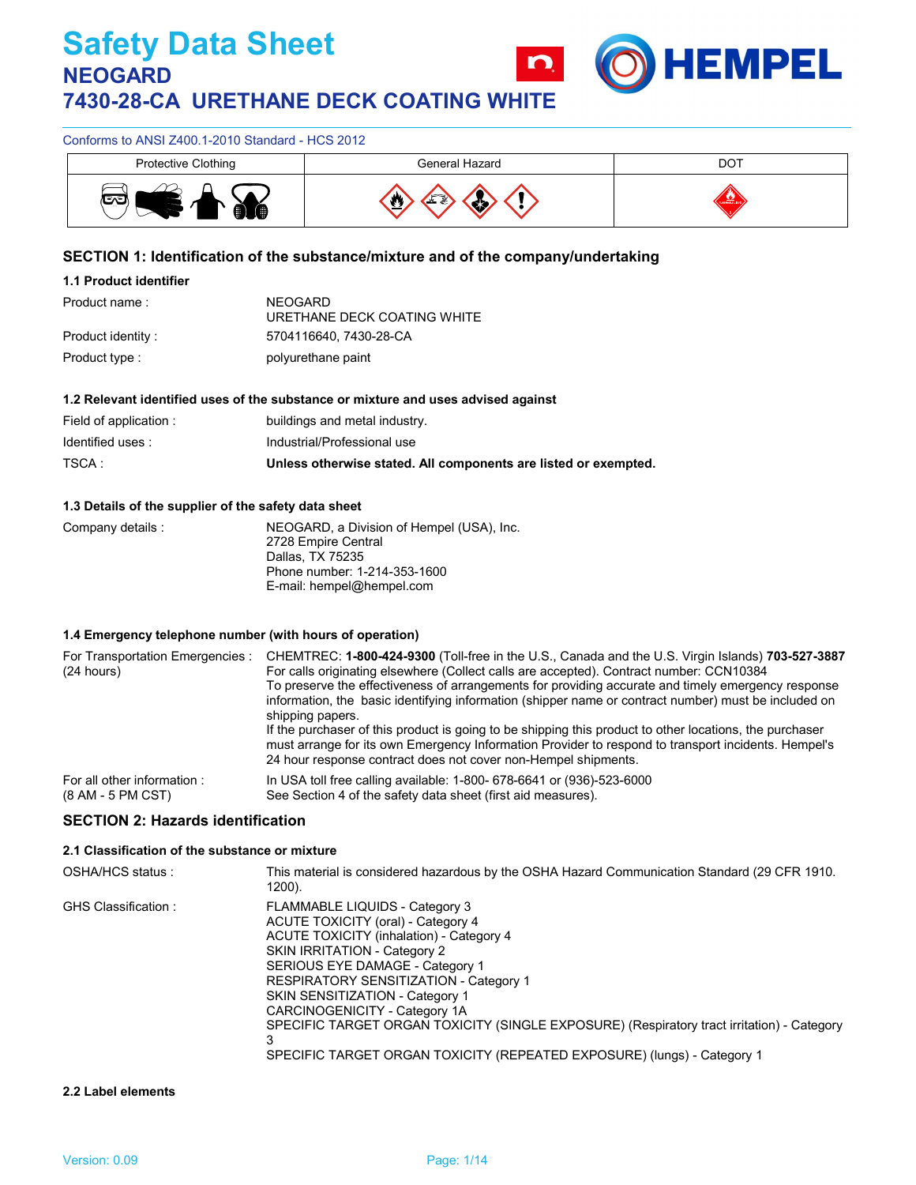# Safety Data Sheet

## NEOGARD

## 7430-28-CA URETHANE DECK COATING WHITE

Conforms to ANSI Z400.1-2010 Standard - HCS 2012

| Protective Clothing | General Hazard | DOT |
|---|---|---|
| | | |

## SECTION 1: Identification of the substance/mixture and of the company/undertaking

### 1.1 Product identifier

| | |
|---|---|
| Product name : | NEOGARD<br>URETHANE DECK COATING WHITE |
| Product identity : | 5704116640, 7430-28-CA |
| Product type : | polyurethane paint |

### 1.2 Relevant identified uses of the substance or mixture and uses advised against

| | |
|---|---|
| Field of application : | buildings and metal industry. |
| Identified uses : | Industrial/Professional use |
| TSCA : | **Unless otherwise stated. All components are listed or exempted.** |

### 1.3 Details of the supplier of the safety data sheet

Company details :

NEOGARD, a Division of Hempel (USA), Inc.
2728 Empire Central
Dallas, TX 75235
Phone number: 1-214-353-1600
E-mail: hempel@hempel.com

### 1.4 Emergency telephone number (with hours of operation)

For Transportation Emergencies : (24 hours)

CHEMTREC: **1-800-424-9300** (Toll-free in the U.S., Canada and the U.S. Virgin Islands) **703-527-3887** For calls originating elsewhere (Collect calls are accepted). Contract number: CCN10384
To preserve the effectiveness of arrangements for providing accurate and timely emergency response information, the basic identifying information (shipper name or contract number) must be included on shipping papers.
If the purchaser of this product is going to be shipping this product to other locations, the purchaser must arrange for its own Emergency Information Provider to respond to transport incidents. Hempel's 24 hour response contract does not cover non-Hempel shipments.

For all other information : (8 AM - 5 PM CST)

In USA toll free calling available: 1-800- 678-6641 or (936)-523-6000
See Section 4 of the safety data sheet (first aid measures).

## SECTION 2: Hazards identification

### 2.1 Classification of the substance or mixture

OSHA/HCS status : This material is considered hazardous by the OSHA Hazard Communication Standard (29 CFR 1910. 1200).

GHS Classification :

FLAMMABLE LIQUIDS - Category 3
ACUTE TOXICITY (oral) - Category 4
ACUTE TOXICITY (inhalation) - Category 4
SKIN IRRITATION - Category 2
SERIOUS EYE DAMAGE - Category 1
RESPIRATORY SENSITIZATION - Category 1
SKIN SENSITIZATION - Category 1
CARCINOGENICITY - Category 1A
SPECIFIC TARGET ORGAN TOXICITY (SINGLE EXPOSURE) (Respiratory tract irritation) - Category 3
SPECIFIC TARGET ORGAN TOXICITY (REPEATED EXPOSURE) (lungs) - Category 1

### 2.2 Label elements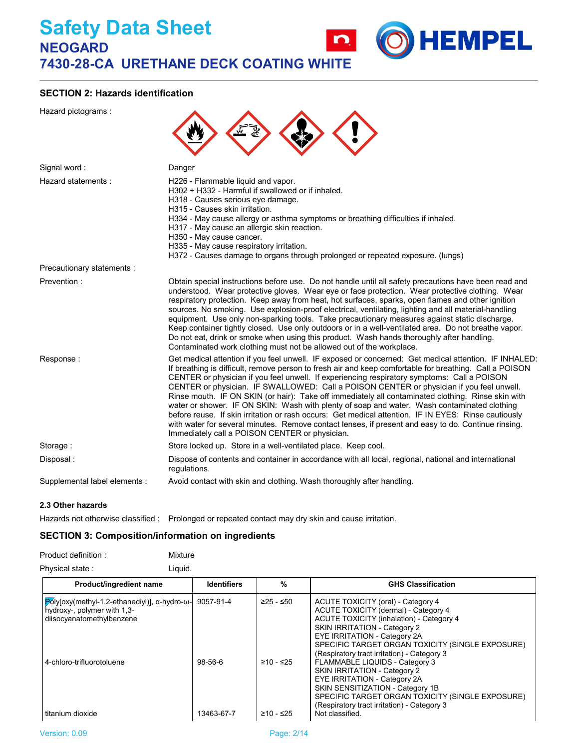# Safety Data Sheet

## NEOGARD
## 7430-28-CA URETHANE DECK COATING WHITE

### SECTION 2: Hazards identification

Hazard pictograms :

Signal word : Danger

Hazard statements :
H226 - Flammable liquid and vapor.
H302 + H332 - Harmful if swallowed or if inhaled.
H318 - Causes serious eye damage.
H315 - Causes skin irritation.
H334 - May cause allergy or asthma symptoms or breathing difficulties if inhaled.
H317 - May cause an allergic skin reaction.
H350 - May cause cancer.
H335 - May cause respiratory irritation.
H372 - Causes damage to organs through prolonged or repeated exposure. (lungs)

Precautionary statements :

Prevention : Obtain special instructions before use. Do not handle until all safety precautions have been read and understood. Wear protective gloves. Wear eye or face protection. Wear protective clothing. Wear respiratory protection. Keep away from heat, hot surfaces, sparks, open flames and other ignition sources. No smoking. Use explosion-proof electrical, ventilating, lighting and all material-handling equipment. Use only non-sparking tools. Take precautionary measures against static discharge. Keep container tightly closed. Use only outdoors or in a well-ventilated area. Do not breathe vapor. Do not eat, drink or smoke when using this product. Wash hands thoroughly after handling. Contaminated work clothing must not be allowed out of the workplace.

Response : Get medical attention if you feel unwell. IF exposed or concerned: Get medical attention. IF INHALED: If breathing is difficult, remove person to fresh air and keep comfortable for breathing. Call a POISON CENTER or physician if you feel unwell. If experiencing respiratory symptoms: Call a POISON CENTER or physician. IF SWALLOWED: Call a POISON CENTER or physician if you feel unwell. Rinse mouth. IF ON SKIN (or hair): Take off immediately all contaminated clothing. Rinse skin with water or shower. IF ON SKIN: Wash with plenty of soap and water. Wash contaminated clothing before reuse. If skin irritation or rash occurs: Get medical attention. IF IN EYES: Rinse cautiously with water for several minutes. Remove contact lenses, if present and easy to do. Continue rinsing. Immediately call a POISON CENTER or physician.

Storage : Store locked up. Store in a well-ventilated place. Keep cool.

Disposal : Dispose of contents and container in accordance with all local, regional, national and international regulations.

Supplemental label elements : Avoid contact with skin and clothing. Wash thoroughly after handling.

#### 2.3 Other hazards

Hazards not otherwise classified : Prolonged or repeated contact may dry skin and cause irritation.

### SECTION 3: Composition/information on ingredients

Product definition : Mixture

Physical state : Liquid.

| Product/ingredient name | Identifiers | % | GHS Classification |
|---|---|---|---|
| Poly[oxy(methyl-1,2-ethanediyl)], α-hydro-ω-hydroxy-, polymer with 1,3-diisocyanatomethylbenzene | 9057-91-4 | ≥25 - ≤50 | ACUTE TOXICITY (oral) - Category 4<br>ACUTE TOXICITY (dermal) - Category 4<br>ACUTE TOXICITY (inhalation) - Category 4<br>SKIN IRRITATION - Category 2<br>EYE IRRITATION - Category 2A<br>SPECIFIC TARGET ORGAN TOXICITY (SINGLE EXPOSURE) (Respiratory tract irritation) - Category 3 |
| 4-chloro-trifluorotoluene | 98-56-6 | ≥10 - ≤25 | FLAMMABLE LIQUIDS - Category 3<br>SKIN IRRITATION - Category 2<br>EYE IRRITATION - Category 2A<br>SKIN SENSITIZATION - Category 1B<br>SPECIFIC TARGET ORGAN TOXICITY (SINGLE EXPOSURE) (Respiratory tract irritation) - Category 3 |
| titanium dioxide | 13463-67-7 | ≥10 - ≤25 | Not classified. |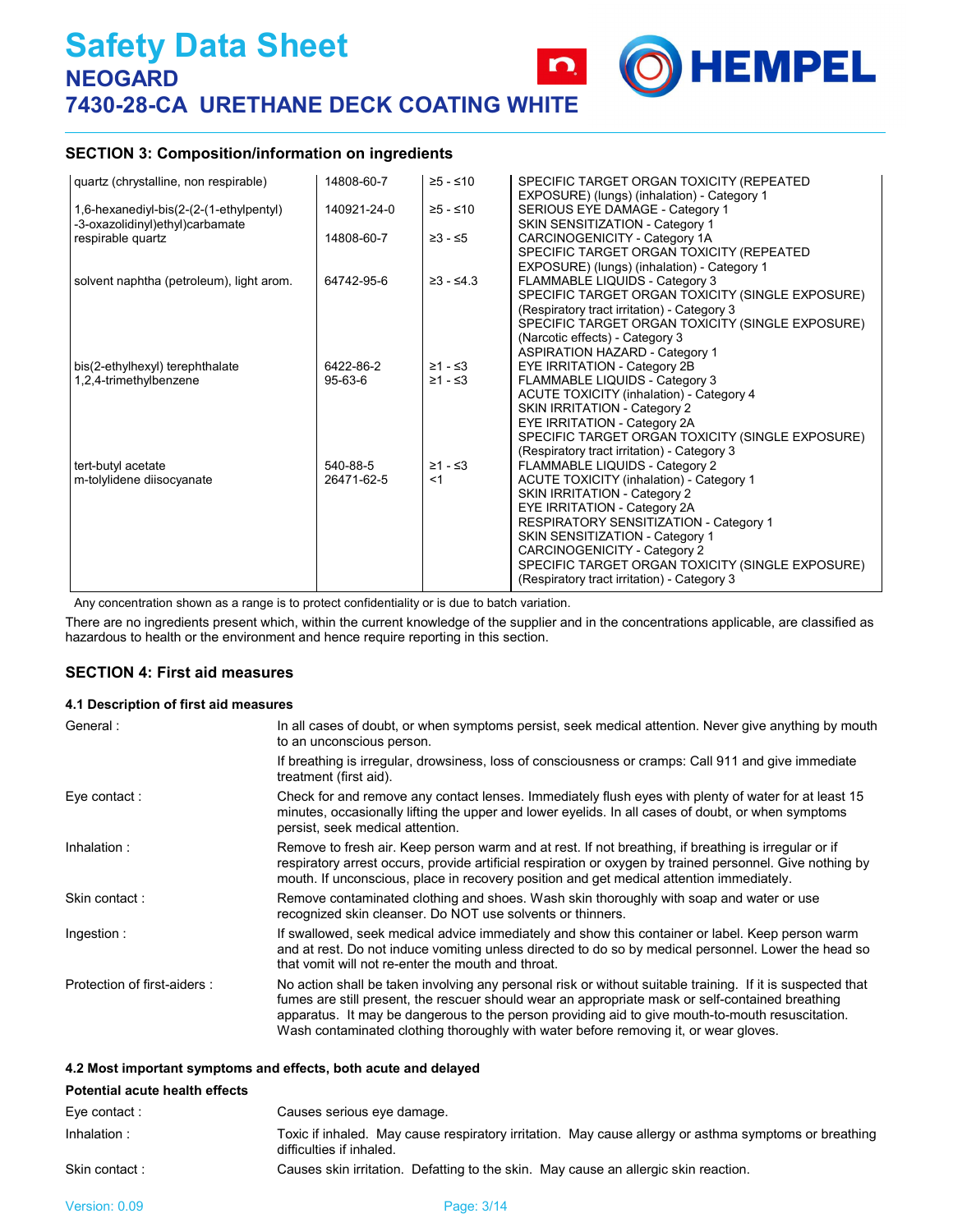## SECTION 3: Composition/information on ingredients

| | | | |
|---|---|---|---|
| quartz (chrystalline, non respirable) | 14808-60-7 | ≥5 - ≤10 | SPECIFIC TARGET ORGAN TOXICITY (REPEATED EXPOSURE) (lungs) (inhalation) - Category 1 |
| 1,6-hexanediyl-bis(2-(2-(1-ethylpentyl) -3-oxazolidinyl)ethyl)carbamate | 140921-24-0 | ≥5 - ≤10 | SERIOUS EYE DAMAGE - Category 1<br>SKIN SENSITIZATION - Category 1 |
| respirable quartz | 14808-60-7 | ≥3 - ≤5 | CARCINOGENICITY - Category 1A<br>SPECIFIC TARGET ORGAN TOXICITY (REPEATED EXPOSURE) (lungs) (inhalation) - Category 1 |
| solvent naphtha (petroleum), light arom. | 64742-95-6 | ≥3 - ≤4.3 | FLAMMABLE LIQUIDS - Category 3<br>SPECIFIC TARGET ORGAN TOXICITY (SINGLE EXPOSURE) (Respiratory tract irritation) - Category 3<br>SPECIFIC TARGET ORGAN TOXICITY (SINGLE EXPOSURE) (Narcotic effects) - Category 3<br>ASPIRATION HAZARD - Category 1 |
| bis(2-ethylhexyl) terephthalate | 6422-86-2 | ≥1 - ≤3 | EYE IRRITATION - Category 2B |
| 1,2,4-trimethylbenzene | 95-63-6 | ≥1 - ≤3 | FLAMMABLE LIQUIDS - Category 3<br>ACUTE TOXICITY (inhalation) - Category 4<br>SKIN IRRITATION - Category 2<br>EYE IRRITATION - Category 2A<br>SPECIFIC TARGET ORGAN TOXICITY (SINGLE EXPOSURE) (Respiratory tract irritation) - Category 3 |
| tert-butyl acetate | 540-88-5 | ≥1 - ≤3 | FLAMMABLE LIQUIDS - Category 2 |
| m-tolylidene diisocyanate | 26471-62-5 | <1 | ACUTE TOXICITY (inhalation) - Category 1<br>SKIN IRRITATION - Category 2<br>EYE IRRITATION - Category 2A<br>RESPIRATORY SENSITIZATION - Category 1<br>SKIN SENSITIZATION - Category 1<br>CARCINOGENICITY - Category 2<br>SPECIFIC TARGET ORGAN TOXICITY (SINGLE EXPOSURE) (Respiratory tract irritation) - Category 3 |

Any concentration shown as a range is to protect confidentiality or is due to batch variation.

There are no ingredients present which, within the current knowledge of the supplier and in the concentrations applicable, are classified as hazardous to health or the environment and hence require reporting in this section.

## SECTION 4: First aid measures

### 4.1 Description of first aid measures

**General :** In all cases of doubt, or when symptoms persist, seek medical attention. Never give anything by mouth to an unconscious person.

If breathing is irregular, drowsiness, loss of consciousness or cramps: Call 911 and give immediate treatment (first aid).

**Eye contact :** Check for and remove any contact lenses. Immediately flush eyes with plenty of water for at least 15 minutes, occasionally lifting the upper and lower eyelids. In all cases of doubt, or when symptoms persist, seek medical attention.

**Inhalation :** Remove to fresh air. Keep person warm and at rest. If not breathing, if breathing is irregular or if respiratory arrest occurs, provide artificial respiration or oxygen by trained personnel. Give nothing by mouth. If unconscious, place in recovery position and get medical attention immediately.

**Skin contact :** Remove contaminated clothing and shoes. Wash skin thoroughly with soap and water or use recognized skin cleanser. Do NOT use solvents or thinners.

**Ingestion :** If swallowed, seek medical advice immediately and show this container or label. Keep person warm and at rest. Do not induce vomiting unless directed to do so by medical personnel. Lower the head so that vomit will not re-enter the mouth and throat.

**Protection of first-aiders :** No action shall be taken involving any personal risk or without suitable training. If it is suspected that fumes are still present, the rescuer should wear an appropriate mask or self-contained breathing apparatus. It may be dangerous to the person providing aid to give mouth-to-mouth resuscitation. Wash contaminated clothing thoroughly with water before removing it, or wear gloves.

### 4.2 Most important symptoms and effects, both acute and delayed

**Potential acute health effects**

**Eye contact :** Causes serious eye damage.

**Inhalation :** Toxic if inhaled. May cause respiratory irritation. May cause allergy or asthma symptoms or breathing difficulties if inhaled.

**Skin contact :** Causes skin irritation. Defatting to the skin. May cause an allergic skin reaction.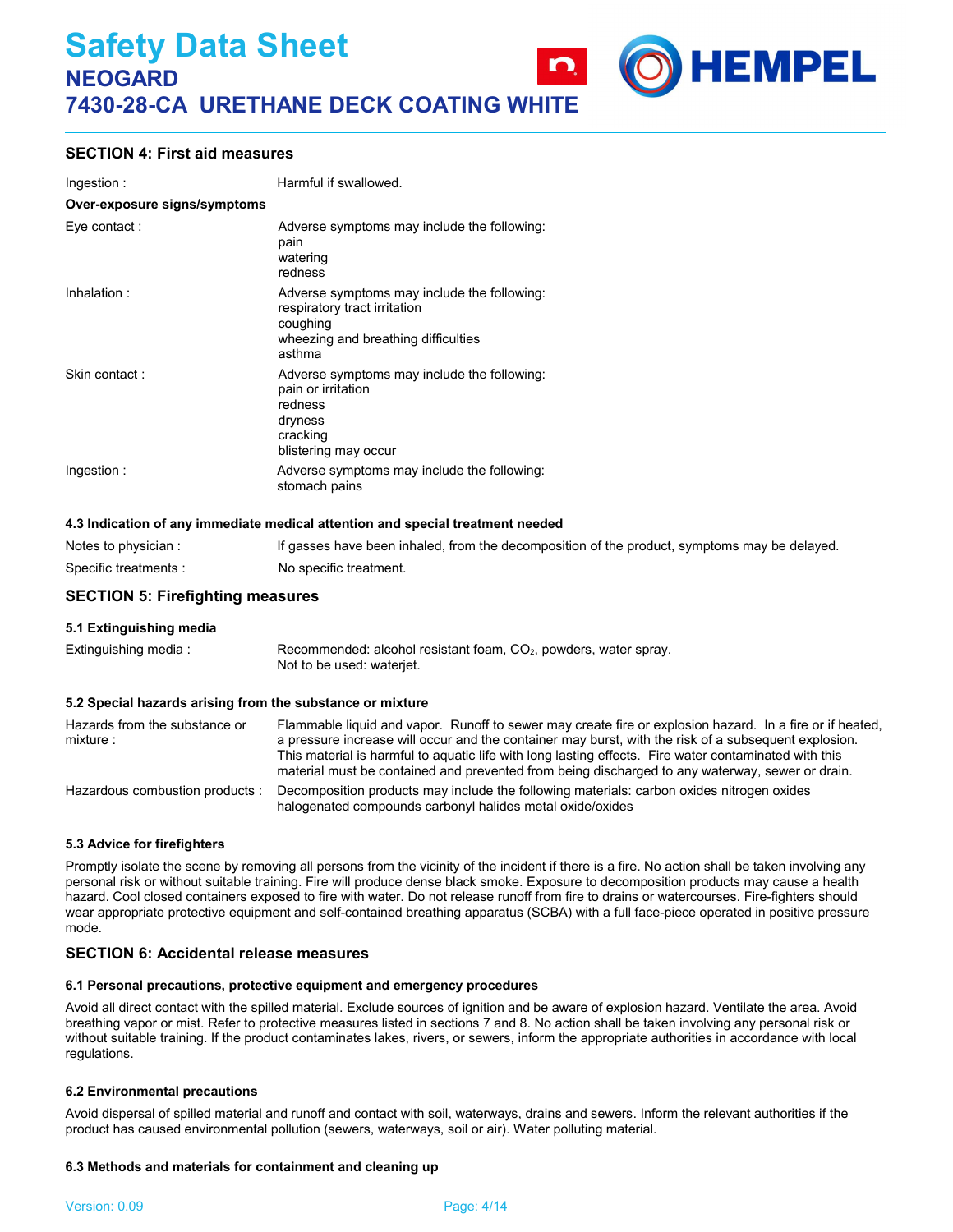## SECTION 4: First aid measures

| | |
|---|---|
| Ingestion : | Harmful if swallowed. |

**Over-exposure signs/symptoms**

| | |
|---|---|
| Eye contact : | Adverse symptoms may include the following:<br>pain<br>watering<br>redness |
| Inhalation : | Adverse symptoms may include the following:<br>respiratory tract irritation<br>coughing<br>wheezing and breathing difficulties<br>asthma |
| Skin contact : | Adverse symptoms may include the following:<br>pain or irritation<br>redness<br>dryness<br>cracking<br>blistering may occur |
| Ingestion : | Adverse symptoms may include the following:<br>stomach pains |

#### 4.3 Indication of any immediate medical attention and special treatment needed

| | |
|---|---|
| Notes to physician : | If gasses have been inhaled, from the decomposition of the product, symptoms may be delayed. |
| Specific treatments : | No specific treatment. |

## SECTION 5: Firefighting measures

#### 5.1 Extinguishing media

| | |
|---|---|
| Extinguishing media : | Recommended: alcohol resistant foam, $CO_2$, powders, water spray.<br>Not to be used: waterjet. |

#### 5.2 Special hazards arising from the substance or mixture

| | |
|---|---|
| Hazards from the substance or mixture : | Flammable liquid and vapor. Runoff to sewer may create fire or explosion hazard. In a fire or if heated, a pressure increase will occur and the container may burst, with the risk of a subsequent explosion. This material is harmful to aquatic life with long lasting effects. Fire water contaminated with this material must be contained and prevented from being discharged to any waterway, sewer or drain. |
| Hazardous combustion products : | Decomposition products may include the following materials: carbon oxides nitrogen oxides halogenated compounds carbonyl halides metal oxide/oxides |

#### 5.3 Advice for firefighters

Promptly isolate the scene by removing all persons from the vicinity of the incident if there is a fire. No action shall be taken involving any personal risk or without suitable training. Fire will produce dense black smoke. Exposure to decomposition products may cause a health hazard. Cool closed containers exposed to fire with water. Do not release runoff from fire to drains or watercourses. Fire-fighters should wear appropriate protective equipment and self-contained breathing apparatus (SCBA) with a full face-piece operated in positive pressure mode.

## SECTION 6: Accidental release measures

#### 6.1 Personal precautions, protective equipment and emergency procedures

Avoid all direct contact with the spilled material. Exclude sources of ignition and be aware of explosion hazard. Ventilate the area. Avoid breathing vapor or mist. Refer to protective measures listed in sections 7 and 8. No action shall be taken involving any personal risk or without suitable training. If the product contaminates lakes, rivers, or sewers, inform the appropriate authorities in accordance with local regulations.

#### 6.2 Environmental precautions

Avoid dispersal of spilled material and runoff and contact with soil, waterways, drains and sewers. Inform the relevant authorities if the product has caused environmental pollution (sewers, waterways, soil or air). Water polluting material.

#### 6.3 Methods and materials for containment and cleaning up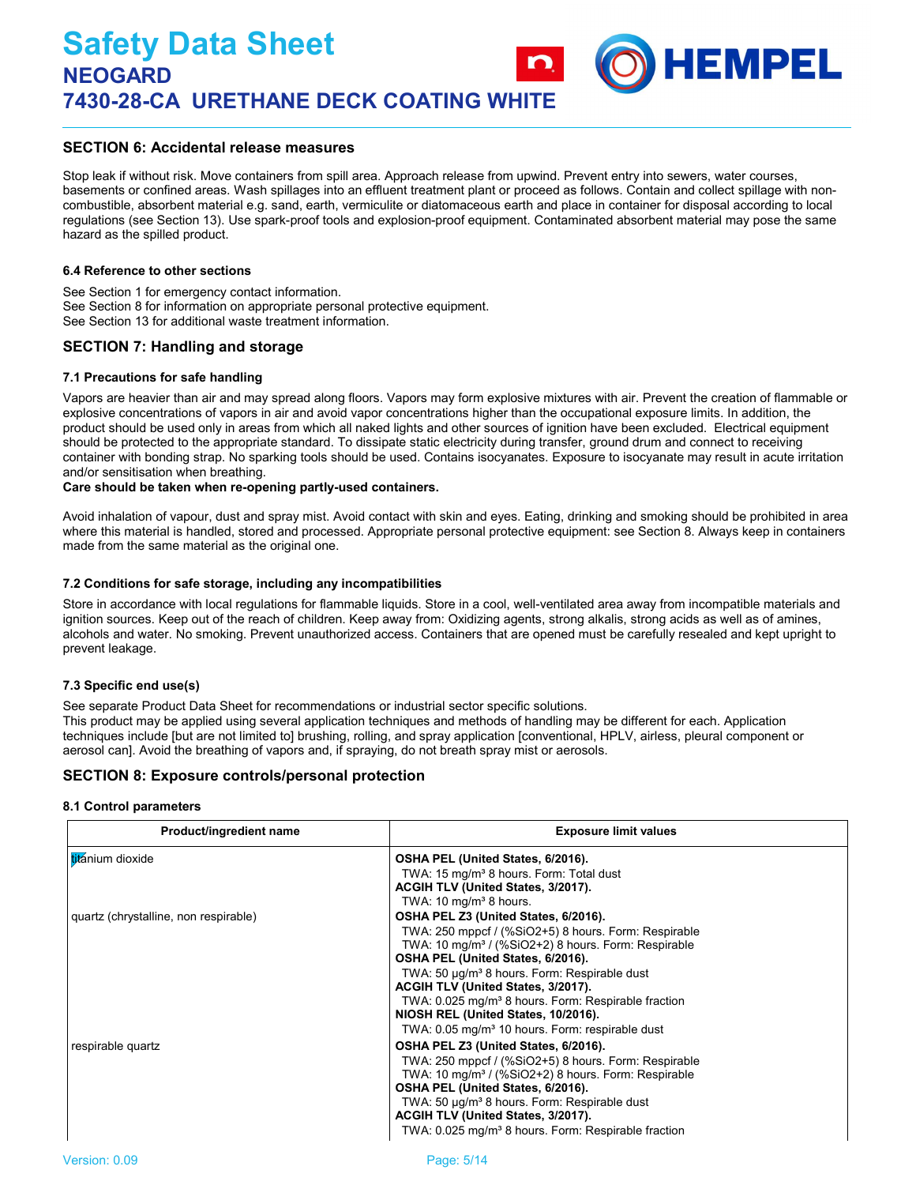## SECTION 6: Accidental release measures

Stop leak if without risk. Move containers from spill area. Approach release from upwind. Prevent entry into sewers, water courses, basements or confined areas. Wash spillages into an effluent treatment plant or proceed as follows. Contain and collect spillage with non-combustible, absorbent material e.g. sand, earth, vermiculite or diatomaceous earth and place in container for disposal according to local regulations (see Section 13). Use spark-proof tools and explosion-proof equipment. Contaminated absorbent material may pose the same hazard as the spilled product.

### 6.4 Reference to other sections

See Section 1 for emergency contact information.
See Section 8 for information on appropriate personal protective equipment.
See Section 13 for additional waste treatment information.

## SECTION 7: Handling and storage

### 7.1 Precautions for safe handling

Vapors are heavier than air and may spread along floors. Vapors may form explosive mixtures with air. Prevent the creation of flammable or explosive concentrations of vapors in air and avoid vapor concentrations higher than the occupational exposure limits. In addition, the product should be used only in areas from which all naked lights and other sources of ignition have been excluded. Electrical equipment should be protected to the appropriate standard. To dissipate static electricity during transfer, ground drum and connect to receiving container with bonding strap. No sparking tools should be used. Contains isocyanates. Exposure to isocyanate may result in acute irritation and/or sensitisation when breathing.
**Care should be taken when re-opening partly-used containers.**

Avoid inhalation of vapour, dust and spray mist. Avoid contact with skin and eyes. Eating, drinking and smoking should be prohibited in area where this material is handled, stored and processed. Appropriate personal protective equipment: see Section 8. Always keep in containers made from the same material as the original one.

### 7.2 Conditions for safe storage, including any incompatibilities

Store in accordance with local regulations for flammable liquids. Store in a cool, well-ventilated area away from incompatible materials and ignition sources. Keep out of the reach of children. Keep away from: Oxidizing agents, strong alkalis, strong acids as well as of amines, alcohols and water. No smoking. Prevent unauthorized access. Containers that are opened must be carefully resealed and kept upright to prevent leakage.

### 7.3 Specific end use(s)

See separate Product Data Sheet for recommendations or industrial sector specific solutions.
This product may be applied using several application techniques and methods of handling may be different for each. Application techniques include [but are not limited to] brushing, rolling, and spray application [conventional, HPLV, airless, pleural component or aerosol can]. Avoid the breathing of vapors and, if spraying, do not breath spray mist or aerosols.

## SECTION 8: Exposure controls/personal protection

### 8.1 Control parameters

| Product/ingredient name | Exposure limit values |
|---|---|
| titanium dioxide | **OSHA PEL (United States, 6/2016).**<br>TWA: 15 mg/m³ 8 hours. Form: Total dust<br>**ACGIH TLV (United States, 3/2017).**<br>TWA: 10 mg/m³ 8 hours. |
| quartz (chrystalline, non respirable) | **OSHA PEL Z3 (United States, 6/2016).**<br>TWA: 250 mppcf / (%SiO2+5) 8 hours. Form: Respirable<br>TWA: 10 mg/m³ / (%SiO2+2) 8 hours. Form: Respirable<br>**OSHA PEL (United States, 6/2016).**<br>TWA: 50 µg/m³ 8 hours. Form: Respirable dust<br>**ACGIH TLV (United States, 3/2017).**<br>TWA: 0.025 mg/m³ 8 hours. Form: Respirable fraction<br>**NIOSH REL (United States, 10/2016).**<br>TWA: 0.05 mg/m³ 10 hours. Form: respirable dust |
| respirable quartz | **OSHA PEL Z3 (United States, 6/2016).**<br>TWA: 250 mppcf / (%SiO2+5) 8 hours. Form: Respirable<br>TWA: 10 mg/m³ / (%SiO2+2) 8 hours. Form: Respirable<br>**OSHA PEL (United States, 6/2016).**<br>TWA: 50 µg/m³ 8 hours. Form: Respirable dust<br>**ACGIH TLV (United States, 3/2017).**<br>TWA: 0.025 mg/m³ 8 hours. Form: Respirable fraction |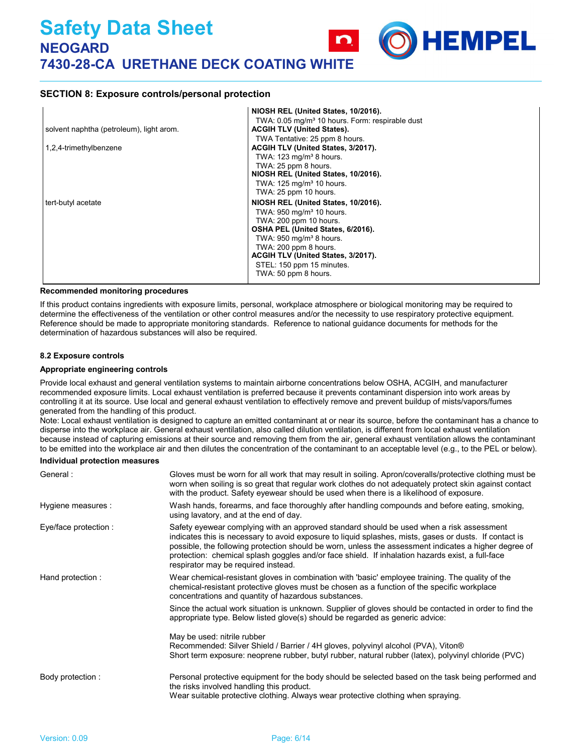## SECTION 8: Exposure controls/personal protection

| | |
|---|---|
| | **NIOSH REL (United States, 10/2016).**<br>TWA: 0.05 mg/m³ 10 hours. Form: respirable dust |
| solvent naphtha (petroleum), light arom. | **ACGIH TLV (United States).**<br>TWA Tentative: 25 ppm 8 hours. |
| 1,2,4-trimethylbenzene | **ACGIH TLV (United States, 3/2017).**<br>TWA: 123 mg/m³ 8 hours.<br>TWA: 25 ppm 8 hours.<br>**NIOSH REL (United States, 10/2016).**<br>TWA: 125 mg/m³ 10 hours.<br>TWA: 25 ppm 10 hours. |
| tert-butyl acetate | **NIOSH REL (United States, 10/2016).**<br>TWA: 950 mg/m³ 10 hours.<br>TWA: 200 ppm 10 hours.<br>**OSHA PEL (United States, 6/2016).**<br>TWA: 950 mg/m³ 8 hours.<br>TWA: 200 ppm 8 hours.<br>**ACGIH TLV (United States, 3/2017).**<br>STEL: 150 ppm 15 minutes.<br>TWA: 50 ppm 8 hours. |

**Recommended monitoring procedures**

If this product contains ingredients with exposure limits, personal, workplace atmosphere or biological monitoring may be required to determine the effectiveness of the ventilation or other control measures and/or the necessity to use respiratory protective equipment. Reference should be made to appropriate monitoring standards. Reference to national guidance documents for methods for the determination of hazardous substances will also be required.

### 8.2 Exposure controls

**Appropriate engineering controls**

Provide local exhaust and general ventilation systems to maintain airborne concentrations below OSHA, ACGIH, and manufacturer recommended exposure limits. Local exhaust ventilation is preferred because it prevents contaminant dispersion into work areas by controlling it at its source. Use local and general exhaust ventilation to effectively remove and prevent buildup of mists/vapors/fumes generated from the handling of this product.
Note: Local exhaust ventilation is designed to capture an emitted contaminant at or near its source, before the contaminant has a chance to disperse into the workplace air. General exhaust ventilation, also called dilution ventilation, is different from local exhaust ventilation because instead of capturing emissions at their source and removing them from the air, general exhaust ventilation allows the contaminant to be emitted into the workplace air and then dilutes the concentration of the contaminant to an acceptable level (e.g., to the PEL or below).

**Individual protection measures**

**General :** Gloves must be worn for all work that may result in soiling. Apron/coveralls/protective clothing must be worn when soiling is so great that regular work clothes do not adequately protect skin against contact with the product. Safety eyewear should be used when there is a likelihood of exposure.

**Hygiene measures :** Wash hands, forearms, and face thoroughly after handling compounds and before eating, smoking, using lavatory, and at the end of day.

**Eye/face protection :** Safety eyewear complying with an approved standard should be used when a risk assessment indicates this is necessary to avoid exposure to liquid splashes, mists, gases or dusts. If contact is possible, the following protection should be worn, unless the assessment indicates a higher degree of protection: chemical splash goggles and/or face shield. If inhalation hazards exist, a full-face respirator may be required instead.

**Hand protection :** Wear chemical-resistant gloves in combination with 'basic' employee training. The quality of the chemical-resistant protective gloves must be chosen as a function of the specific workplace concentrations and quantity of hazardous substances.

Since the actual work situation is unknown. Supplier of gloves should be contacted in order to find the appropriate type. Below listed glove(s) should be regarded as generic advice:

May be used: nitrile rubber
Recommended: Silver Shield / Barrier / 4H gloves, polyvinyl alcohol (PVA), Viton®
Short term exposure: neoprene rubber, butyl rubber, natural rubber (latex), polyvinyl chloride (PVC)

**Body protection :** Personal protective equipment for the body should be selected based on the task being performed and the risks involved handling this product.
Wear suitable protective clothing. Always wear protective clothing when spraying.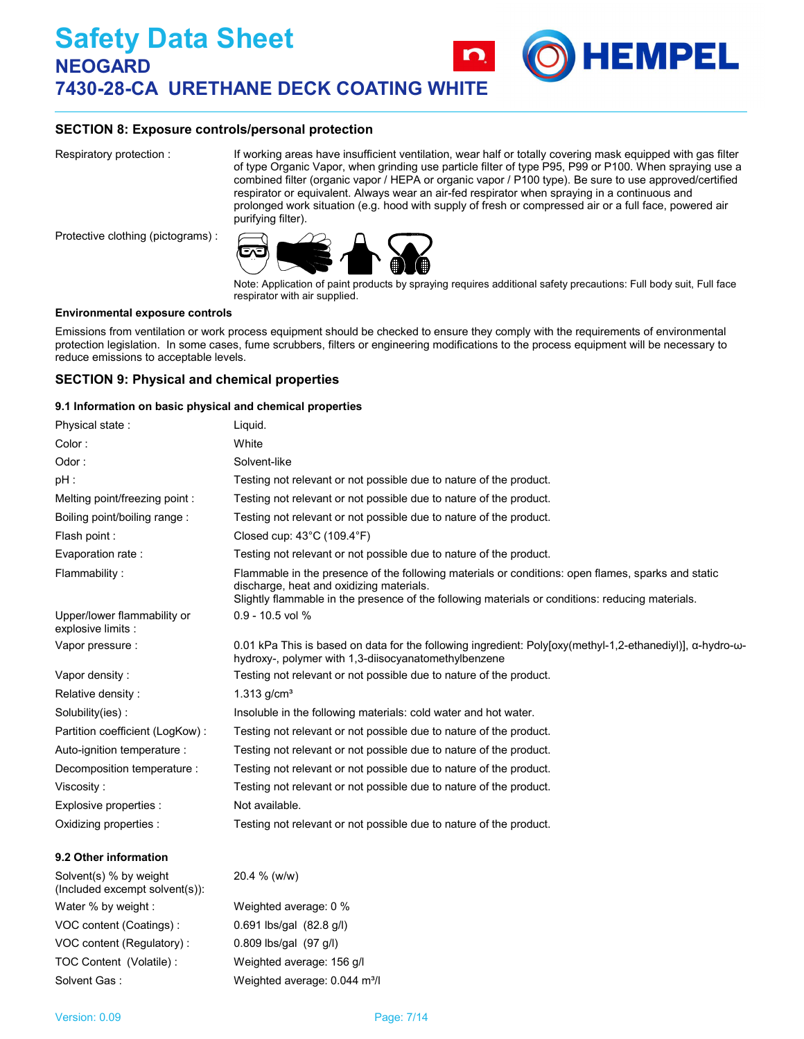## SECTION 8: Exposure controls/personal protection

| | |
|---|---|
| Respiratory protection : | If working areas have insufficient ventilation, wear half or totally covering mask equipped with gas filter of type Organic Vapor, when grinding use particle filter of type P95, P99 or P100. When spraying use a combined filter (organic vapor / HEPA or organic vapor / P100 type). Be sure to use approved/certified respirator or equivalent. Always wear an air-fed respirator when spraying in a continuous and prolonged work situation (e.g. hood with supply of fresh or compressed air or a full face, powered air purifying filter). |
| Protective clothing (pictograms) : | Note: Application of paint products by spraying requires additional safety precautions: Full body suit, Full face respirator with air supplied. |

**Environmental exposure controls**

Emissions from ventilation or work process equipment should be checked to ensure they comply with the requirements of environmental protection legislation. In some cases, fume scrubbers, filters or engineering modifications to the process equipment will be necessary to reduce emissions to acceptable levels.

## SECTION 9: Physical and chemical properties

### 9.1 Information on basic physical and chemical properties

| | |
|---|---|
| Physical state : | Liquid. |
| Color : | White |
| Odor : | Solvent-like |
| pH : | Testing not relevant or not possible due to nature of the product. |
| Melting point/freezing point : | Testing not relevant or not possible due to nature of the product. |
| Boiling point/boiling range : | Testing not relevant or not possible due to nature of the product. |
| Flash point : | Closed cup: 43°C (109.4°F) |
| Evaporation rate : | Testing not relevant or not possible due to nature of the product. |
| Flammability : | Flammable in the presence of the following materials or conditions: open flames, sparks and static discharge, heat and oxidizing materials. Slightly flammable in the presence of the following materials or conditions: reducing materials. |
| Upper/lower flammability or explosive limits : | 0.9 - 10.5 vol % |
| Vapor pressure : | 0.01 kPa This is based on data for the following ingredient: Poly[oxy(methyl-1,2-ethanediyl)], α-hydro-ω-hydroxy-, polymer with 1,3-diisocyanatomethylbenzene |
| Vapor density : | Testing not relevant or not possible due to nature of the product. |
| Relative density : | 1.313 g/cm³ |
| Solubility(ies) : | Insoluble in the following materials: cold water and hot water. |
| Partition coefficient (LogKow) : | Testing not relevant or not possible due to nature of the product. |
| Auto-ignition temperature : | Testing not relevant or not possible due to nature of the product. |
| Decomposition temperature : | Testing not relevant or not possible due to nature of the product. |
| Viscosity : | Testing not relevant or not possible due to nature of the product. |
| Explosive properties : | Not available. |
| Oxidizing properties : | Testing not relevant or not possible due to nature of the product. |

### 9.2 Other information

| | |
|---|---|
| Solvent(s) % by weight (Included exempt solvent(s)): | 20.4 % (w/w) |
| Water % by weight : | Weighted average: 0 % |
| VOC content (Coatings) : | 0.691 lbs/gal (82.8 g/l) |
| VOC content (Regulatory) : | 0.809 lbs/gal (97 g/l) |
| TOC Content (Volatile) : | Weighted average: 156 g/l |
| Solvent Gas : | Weighted average: 0.044 m³/l |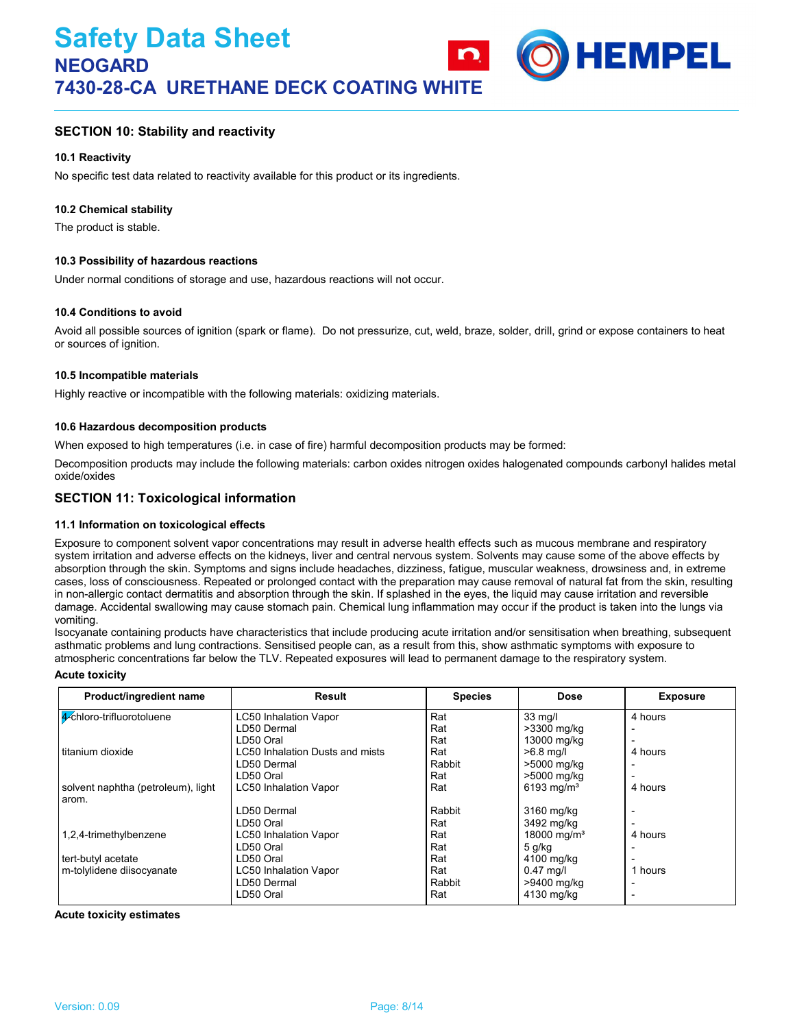### SECTION 10: Stability and reactivity

#### 10.1 Reactivity

No specific test data related to reactivity available for this product or its ingredients.

#### 10.2 Chemical stability

The product is stable.

#### 10.3 Possibility of hazardous reactions

Under normal conditions of storage and use, hazardous reactions will not occur.

#### 10.4 Conditions to avoid

Avoid all possible sources of ignition (spark or flame). Do not pressurize, cut, weld, braze, solder, drill, grind or expose containers to heat or sources of ignition.

#### 10.5 Incompatible materials

Highly reactive or incompatible with the following materials: oxidizing materials.

#### 10.6 Hazardous decomposition products

When exposed to high temperatures (i.e. in case of fire) harmful decomposition products may be formed:

Decomposition products may include the following materials: carbon oxides nitrogen oxides halogenated compounds carbonyl halides metal oxide/oxides

### SECTION 11: Toxicological information

#### 11.1 Information on toxicological effects

Exposure to component solvent vapor concentrations may result in adverse health effects such as mucous membrane and respiratory system irritation and adverse effects on the kidneys, liver and central nervous system. Solvents may cause some of the above effects by absorption through the skin. Symptoms and signs include headaches, dizziness, fatigue, muscular weakness, drowsiness and, in extreme cases, loss of consciousness. Repeated or prolonged contact with the preparation may cause removal of natural fat from the skin, resulting in non-allergic contact dermatitis and absorption through the skin. If splashed in the eyes, the liquid may cause irritation and reversible damage. Accidental swallowing may cause stomach pain. Chemical lung inflammation may occur if the product is taken into the lungs via vomiting.
Isocyanate containing products have characteristics that include producing acute irritation and/or sensitisation when breathing, subsequent asthmatic problems and lung contractions. Sensitised people can, as a result from this, show asthmatic symptoms with exposure to atmospheric concentrations far below the TLV. Repeated exposures will lead to permanent damage to the respiratory system.

**Acute toxicity**

| Product/ingredient name | Result | Species | Dose | Exposure |
|---|---|---|---|---|
| 4-chloro-trifluorotoluene | LC50 Inhalation Vapor | Rat | 33 mg/l | 4 hours |
| | LD50 Dermal | Rat | >3300 mg/kg | - |
| | LD50 Oral | Rat | 13000 mg/kg | - |
| titanium dioxide | LC50 Inhalation Dusts and mists | Rat | >6.8 mg/l | 4 hours |
| | LD50 Dermal | Rabbit | >5000 mg/kg | - |
| | LD50 Oral | Rat | >5000 mg/kg | - |
| solvent naphtha (petroleum), light arom. | LC50 Inhalation Vapor | Rat | 6193 mg/m³ | 4 hours |
| | LD50 Dermal | Rabbit | 3160 mg/kg | - |
| | LD50 Oral | Rat | 3492 mg/kg | - |
| 1,2,4-trimethylbenzene | LC50 Inhalation Vapor | Rat | 18000 mg/m³ | 4 hours |
| | LD50 Oral | Rat | 5 g/kg | - |
| tert-butyl acetate | LD50 Oral | Rat | 4100 mg/kg | - |
| m-tolylidene diisocyanate | LC50 Inhalation Vapor | Rat | 0.47 mg/l | 1 hours |
| | LD50 Dermal | Rabbit | >9400 mg/kg | - |
| | LD50 Oral | Rat | 4130 mg/kg | - |

**Acute toxicity estimates**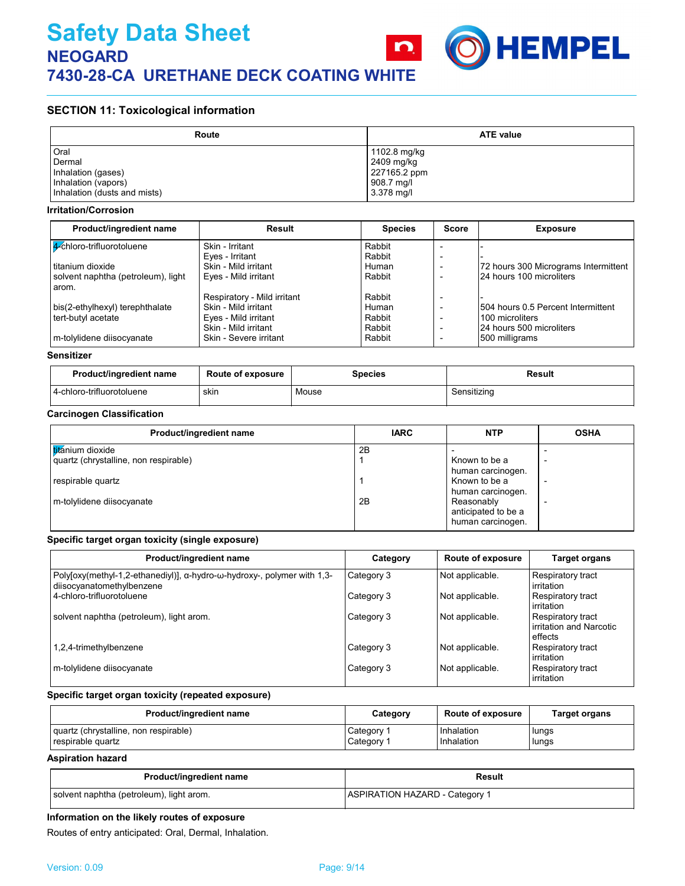## SECTION 11: Toxicological information

| Route | ATE value |
|---|---|
| Oral | 1102.8 mg/kg |
| Dermal | 2409 mg/kg |
| Inhalation (gases) | 227165.2 ppm |
| Inhalation (vapors) | 908.7 mg/l |
| Inhalation (dusts and mists) | 3.378 mg/l |

### Irritation/Corrosion

| Product/ingredient name | Result | Species | Score | Exposure |
|---|---|---|---|---|
| 4-chloro-trifluorotoluene | Skin - Irritant | Rabbit | - | - |
| | Eyes - Irritant | Rabbit | - | - |
| titanium dioxide | Skin - Mild irritant | Human | - | 72 hours 300 Micrograms Intermittent |
| solvent naphtha (petroleum), light arom. | Eyes - Mild irritant | Rabbit | - | 24 hours 100 microliters |
| | Respiratory - Mild irritant | Rabbit | - | - |
| bis(2-ethylhexyl) terephthalate | Skin - Mild irritant | Human | - | 504 hours 0.5 Percent Intermittent |
| tert-butyl acetate | Eyes - Mild irritant | Rabbit | - | 100 microliters |
| | Skin - Mild irritant | Rabbit | - | 24 hours 500 microliters |
| m-tolylidene diisocyanate | Skin - Severe irritant | Rabbit | - | 500 milligrams |

### Sensitizer

| Product/ingredient name | Route of exposure | Species | Result |
|---|---|---|---|
| 4-chloro-trifluorotoluene | skin | Mouse | Sensitizing |

### Carcinogen Classification

| Product/ingredient name | IARC | NTP | OSHA |
|---|---|---|---|
| titanium dioxide | 2B | - | - |
| quartz (chrystalline, non respirable) | 1 | Known to be a human carcinogen. | - |
| respirable quartz | 1 | Known to be a human carcinogen. | - |
| m-tolylidene diisocyanate | 2B | Reasonably anticipated to be a human carcinogen. | - |

### Specific target organ toxicity (single exposure)

| Product/ingredient name | Category | Route of exposure | Target organs |
|---|---|---|---|
| Poly[oxy(methyl-1,2-ethanediyl)], α-hydro-ω-hydroxy-, polymer with 1,3-diisocyanatomethylbenzene | Category 3 | Not applicable. | Respiratory tract irritation |
| 4-chloro-trifluorotoluene | Category 3 | Not applicable. | Respiratory tract irritation |
| solvent naphtha (petroleum), light arom. | Category 3 | Not applicable. | Respiratory tract irritation and Narcotic effects |
| 1,2,4-trimethylbenzene | Category 3 | Not applicable. | Respiratory tract irritation |
| m-tolylidene diisocyanate | Category 3 | Not applicable. | Respiratory tract irritation |

### Specific target organ toxicity (repeated exposure)

| Product/ingredient name | Category | Route of exposure | Target organs |
|---|---|---|---|
| quartz (chrystalline, non respirable) | Category 1 | Inhalation | lungs |
| respirable quartz | Category 1 | Inhalation | lungs |

### Aspiration hazard

| Product/ingredient name | Result |
|---|---|
| solvent naphtha (petroleum), light arom. | ASPIRATION HAZARD - Category 1 |

### Information on the likely routes of exposure

Routes of entry anticipated: Oral, Dermal, Inhalation.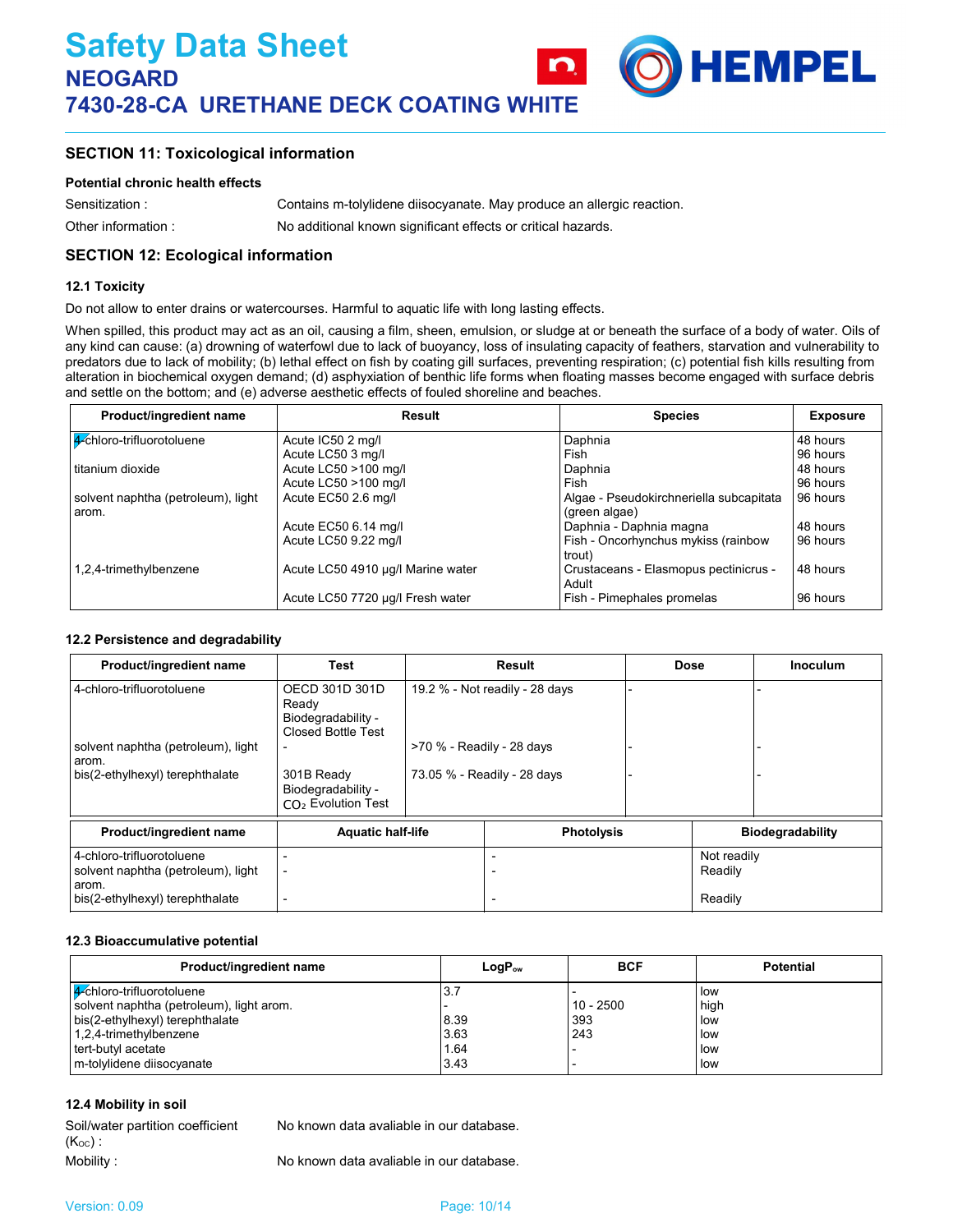## SECTION 11: Toxicological information

**Potential chronic health effects**

Sensitization : Contains m-tolylidene diisocyanate. May produce an allergic reaction.

Other information : No additional known significant effects or critical hazards.

## SECTION 12: Ecological information

### 12.1 Toxicity

Do not allow to enter drains or watercourses. Harmful to aquatic life with long lasting effects.

When spilled, this product may act as an oil, causing a film, sheen, emulsion, or sludge at or beneath the surface of a body of water. Oils of any kind can cause: (a) drowning of waterfowl due to lack of buoyancy, loss of insulating capacity of feathers, starvation and vulnerability to predators due to lack of mobility; (b) lethal effect on fish by coating gill surfaces, preventing respiration; (c) potential fish kills resulting from alteration in biochemical oxygen demand; (d) asphyxiation of benthic life forms when floating masses become engaged with surface debris and settle on the bottom; and (e) adverse aesthetic effects of fouled shoreline and beaches.

| Product/ingredient name | Result | Species | Exposure |
|---|---|---|---|
| 4-chloro-trifluorotoluene | Acute IC50 2 mg/l | Daphnia | 48 hours |
| | Acute LC50 3 mg/l | Fish | 96 hours |
| titanium dioxide | Acute LC50 >100 mg/l | Daphnia | 48 hours |
| | Acute LC50 >100 mg/l | Fish | 96 hours |
| solvent naphtha (petroleum), light arom. | Acute EC50 2.6 mg/l | Algae - Pseudokirchneriella subcapitata (green algae) | 96 hours |
| | Acute EC50 6.14 mg/l | Daphnia - Daphnia magna | 48 hours |
| | Acute LC50 9.22 mg/l | Fish - Oncorhynchus mykiss (rainbow trout) | 96 hours |
| 1,2,4-trimethylbenzene | Acute LC50 4910 µg/l Marine water | Crustaceans - Elasmopus pectinicrus - Adult | 48 hours |
| | Acute LC50 7720 µg/l Fresh water | Fish - Pimephales promelas | 96 hours |

### 12.2 Persistence and degradability

| Product/ingredient name | Test | Result | Dose | Inoculum |
|---|---|---|---|---|
| 4-chloro-trifluorotoluene | OECD 301D 301D Ready Biodegradability - Closed Bottle Test | 19.2 % - Not readily - 28 days | - | - |
| solvent naphtha (petroleum), light arom. | - | >70 % - Readily - 28 days | - | - |
| bis(2-ethylhexyl) terephthalate | 301B Ready Biodegradability - $CO_2$ Evolution Test | 73.05 % - Readily - 28 days | - | - |

| Product/ingredient name | Aquatic half-life | Photolysis | Biodegradability |
|---|---|---|---|
| 4-chloro-trifluorotoluene | - | - | Not readily |
| solvent naphtha (petroleum), light arom. | - | - | Readily |
| bis(2-ethylhexyl) terephthalate | - | - | Readily |

### 12.3 Bioaccumulative potential

| Product/ingredient name | $LogP_{ow}$ | BCF | Potential |
|---|---|---|---|
| 4-chloro-trifluorotoluene | 3.7 | - | low |
| solvent naphtha (petroleum), light arom. | - | 10 - 2500 | high |
| bis(2-ethylhexyl) terephthalate | 8.39 | 393 | low |
| 1,2,4-trimethylbenzene | 3.63 | 243 | low |
| tert-butyl acetate | 1.64 | - | low |
| m-tolylidene diisocyanate | 3.43 | - | low |

### 12.4 Mobility in soil

Soil/water partition coefficient ($K_{OC}$) : No known data avaliable in our database.

Mobility : No known data avaliable in our database.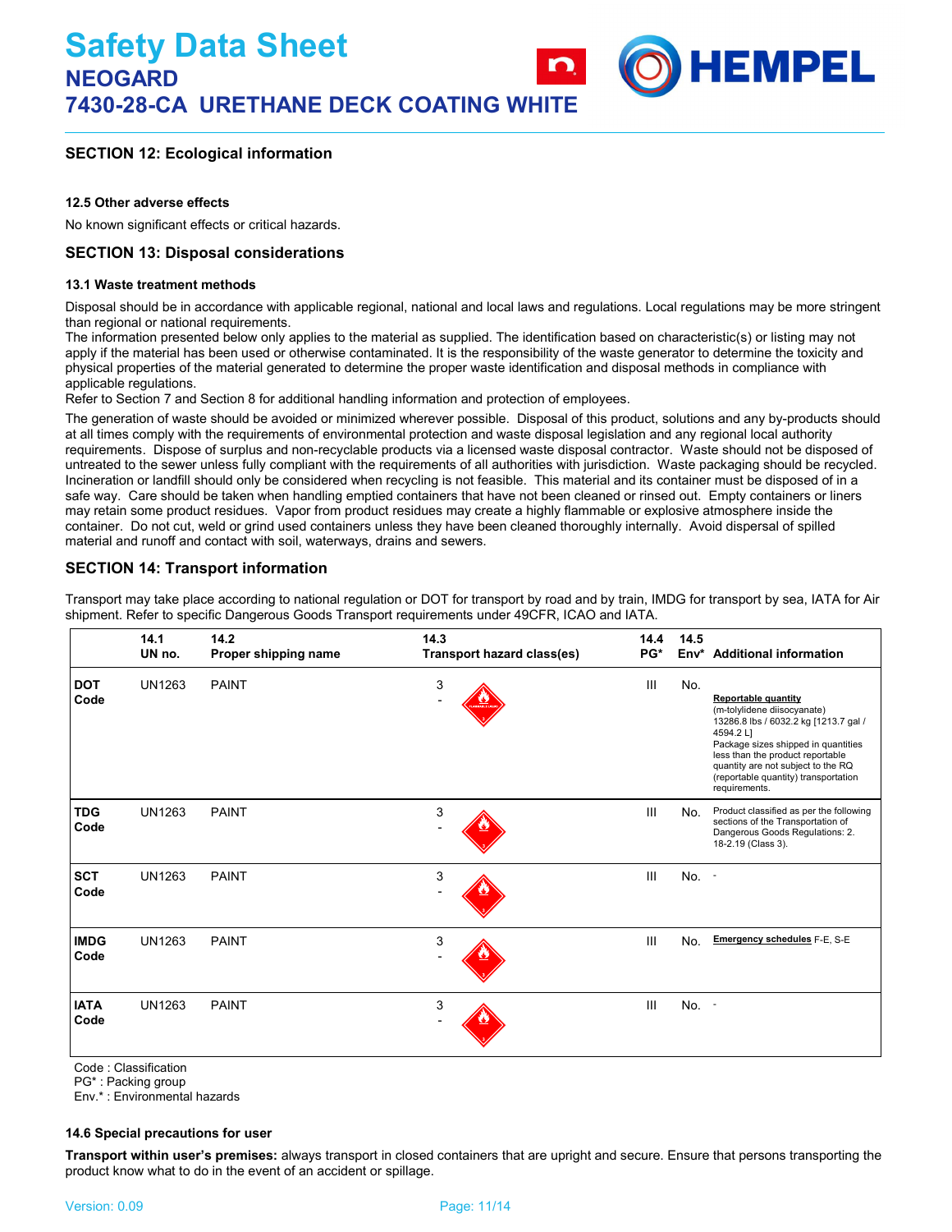## SECTION 12: Ecological information

### 12.5 Other adverse effects

No known significant effects or critical hazards.

## SECTION 13: Disposal considerations

### 13.1 Waste treatment methods

Disposal should be in accordance with applicable regional, national and local laws and regulations. Local regulations may be more stringent than regional or national requirements.
The information presented below only applies to the material as supplied. The identification based on characteristic(s) or listing may not apply if the material has been used or otherwise contaminated. It is the responsibility of the waste generator to determine the toxicity and physical properties of the material generated to determine the proper waste identification and disposal methods in compliance with applicable regulations.
Refer to Section 7 and Section 8 for additional handling information and protection of employees.

The generation of waste should be avoided or minimized wherever possible. Disposal of this product, solutions and any by-products should at all times comply with the requirements of environmental protection and waste disposal legislation and any regional local authority requirements. Dispose of surplus and non-recyclable products via a licensed waste disposal contractor. Waste should not be disposed of untreated to the sewer unless fully compliant with the requirements of all authorities with jurisdiction. Waste packaging should be recycled. Incineration or landfill should only be considered when recycling is not feasible. This material and its container must be disposed of in a safe way. Care should be taken when handling emptied containers that have not been cleaned or rinsed out. Empty containers or liners may retain some product residues. Vapor from product residues may create a highly flammable or explosive atmosphere inside the container. Do not cut, weld or grind used containers unless they have been cleaned thoroughly internally. Avoid dispersal of spilled material and runoff and contact with soil, waterways, drains and sewers.

## SECTION 14: Transport information

Transport may take place according to national regulation or DOT for transport by road and by train, IMDG for transport by sea, IATA for Air shipment. Refer to specific Dangerous Goods Transport requirements under 49CFR, ICAO and IATA.

| | 14.1 UN no. | 14.2 Proper shipping name | 14.3 Transport hazard class(es) | 14.4 PG* | 14.5 Env* | Additional information |
|---|---|---|---|---|---|---|
| **DOT Code** | UN1263 | PAINT | 3 - | III | No. | **Reportable quantity** (m-tolylidene diisocyanate) 13286.8 lbs / 6032.2 kg [1213.7 gal / 4594.2 L] Package sizes shipped in quantities less than the product reportable quantity are not subject to the RQ (reportable quantity) transportation requirements. |
| **TDG Code** | UN1263 | PAINT | 3 - | III | No. | Product classified as per the following sections of the Transportation of Dangerous Goods Regulations: 2.18-2.19 (Class 3). |
| **SCT Code** | UN1263 | PAINT | 3 - | III | No. | - |
| **IMDG Code** | UN1263 | PAINT | 3 - | III | No. | **Emergency schedules** F-E, S-E |
| **IATA Code** | UN1263 | PAINT | 3 - | III | No. | - |

Code : Classification
PG* : Packing group
Env.* : Environmental hazards

### 14.6 Special precautions for user

**Transport within user's premises:** always transport in closed containers that are upright and secure. Ensure that persons transporting the product know what to do in the event of an accident or spillage.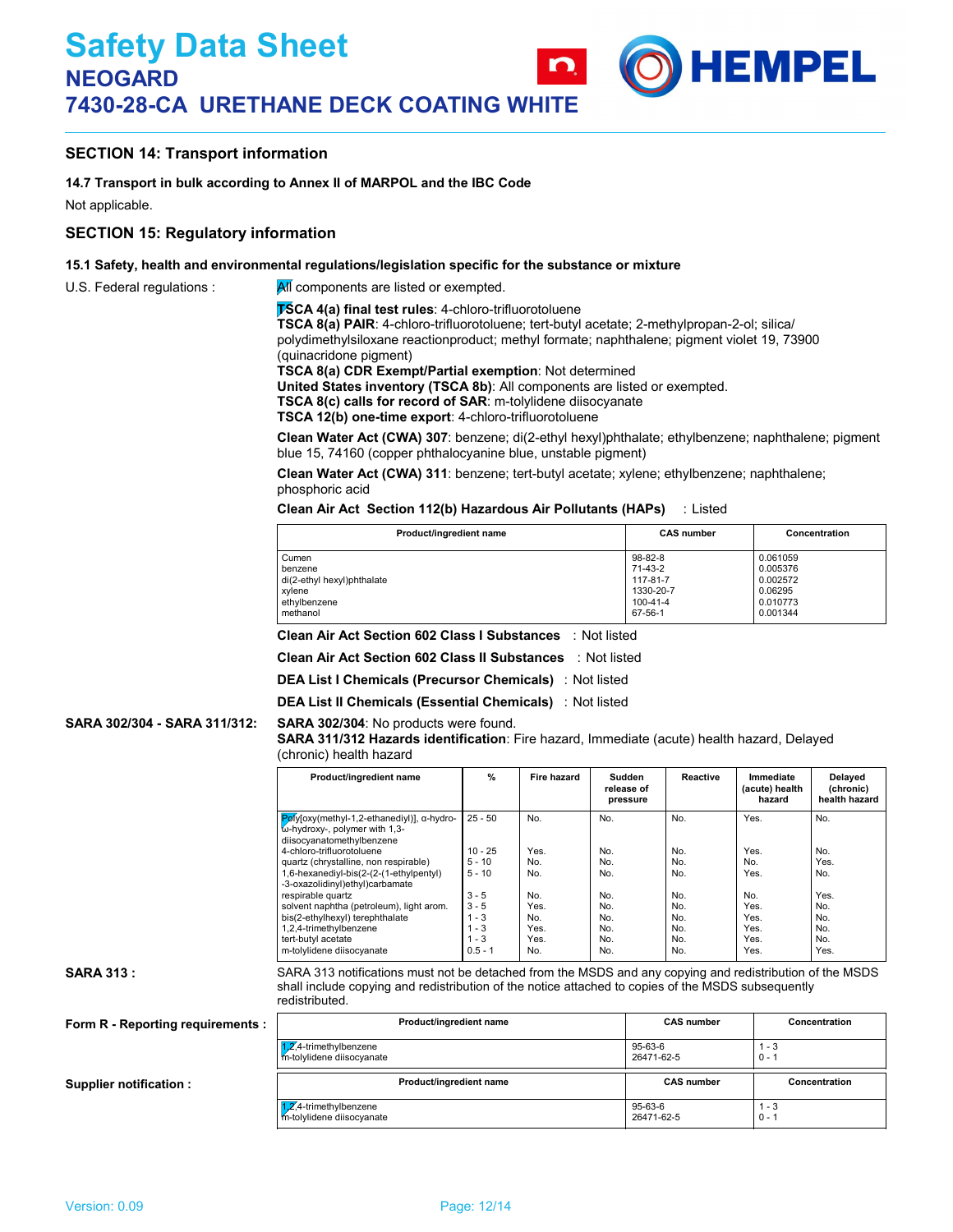## SECTION 14: Transport information

### 14.7 Transport in bulk according to Annex II of MARPOL and the IBC Code

Not applicable.

## SECTION 15: Regulatory information

### 15.1 Safety, health and environmental regulations/legislation specific for the substance or mixture

U.S. Federal regulations : All components are listed or exempted.

**TSCA 4(a) final test rules**: 4-chloro-trifluorotoluene
**TSCA 8(a) PAIR**: 4-chloro-trifluorotoluene; tert-butyl acetate; 2-methylpropan-2-ol; silica/ polydimethylsiloxane reactionproduct; methyl formate; naphthalene; pigment violet 19, 73900 (quinacridone pigment)
**TSCA 8(a) CDR Exempt/Partial exemption**: Not determined
**United States inventory (TSCA 8b)**: All components are listed or exempted.
**TSCA 8(c) calls for record of SAR**: m-tolylidene diisocyanate
**TSCA 12(b) one-time export**: 4-chloro-trifluorotoluene

**Clean Water Act (CWA) 307**: benzene; di(2-ethyl hexyl)phthalate; ethylbenzene; naphthalene; pigment blue 15, 74160 (copper phthalocyanine blue, unstable pigment)

**Clean Water Act (CWA) 311**: benzene; tert-butyl acetate; xylene; ethylbenzene; naphthalene; phosphoric acid

**Clean Air Act Section 112(b) Hazardous Air Pollutants (HAPs)** : Listed

| Product/ingredient name | CAS number | Concentration |
|---|---|---|
| Cumen | 98-82-8 | 0.061059 |
| benzene | 71-43-2 | 0.005376 |
| di(2-ethyl hexyl)phthalate | 117-81-7 | 0.002572 |
| xylene | 1330-20-7 | 0.06295 |
| ethylbenzene | 100-41-4 | 0.010773 |
| methanol | 67-56-1 | 0.001344 |

**Clean Air Act Section 602 Class I Substances** : Not listed

**Clean Air Act Section 602 Class II Substances** : Not listed

**DEA List I Chemicals (Precursor Chemicals)** : Not listed

**DEA List II Chemicals (Essential Chemicals)** : Not listed

**SARA 302/304 - SARA 311/312:** **SARA 302/304**: No products were found.
**SARA 311/312 Hazards identification**: Fire hazard, Immediate (acute) health hazard, Delayed (chronic) health hazard

| Product/ingredient name | % | Fire hazard | Sudden release of pressure | Reactive | Immediate (acute) health hazard | Delayed (chronic) health hazard |
|---|---|---|---|---|---|---|
| Poly[oxy(methyl-1,2-ethanediyl)], α-hydro-ω-hydroxy-, polymer with 1,3-diisocyanatomethylbenzene | 25 - 50 | No. | No. | No. | Yes. | No. |
| 4-chloro-trifluorotoluene | 10 - 25 | Yes. | No. | No. | Yes. | No. |
| quartz (chrystalline, non respirable) | 5 - 10 | No. | No. | No. | No. | Yes. |
| 1,6-hexanediyl-bis(2-(2-(1-ethylpentyl)-3-oxazolidinyl)ethyl)carbamate | 5 - 10 | No. | No. | No. | Yes. | No. |
| respirable quartz | 3 - 5 | No. | No. | No. | No. | Yes. |
| solvent naphtha (petroleum), light arom. | 3 - 5 | Yes. | No. | No. | Yes. | No. |
| bis(2-ethylhexyl) terephthalate | 1 - 3 | No. | No. | No. | Yes. | No. |
| 1,2,4-trimethylbenzene | 1 - 3 | Yes. | No. | No. | Yes. | No. |
| tert-butyl acetate | 1 - 3 | Yes. | No. | No. | Yes. | No. |
| m-tolylidene diisocyanate | 0.5 - 1 | No. | No. | No. | Yes. | Yes. |

**SARA 313 :** SARA 313 notifications must not be detached from the MSDS and any copying and redistribution of the MSDS shall include copying and redistribution of the notice attached to copies of the MSDS subsequently redistributed.

**Form R - Reporting requirements :**

| Product/ingredient name | CAS number | Concentration |
|---|---|---|
| 1,2,4-trimethylbenzene | 95-63-6 | 1 - 3 |
| m-tolylidene diisocyanate | 26471-62-5 | 0 - 1 |

**Supplier notification :**

| Product/ingredient name | CAS number | Concentration |
|---|---|---|
| 1,2,4-trimethylbenzene | 95-63-6 | 1 - 3 |
| m-tolylidene diisocyanate | 26471-62-5 | 0 - 1 |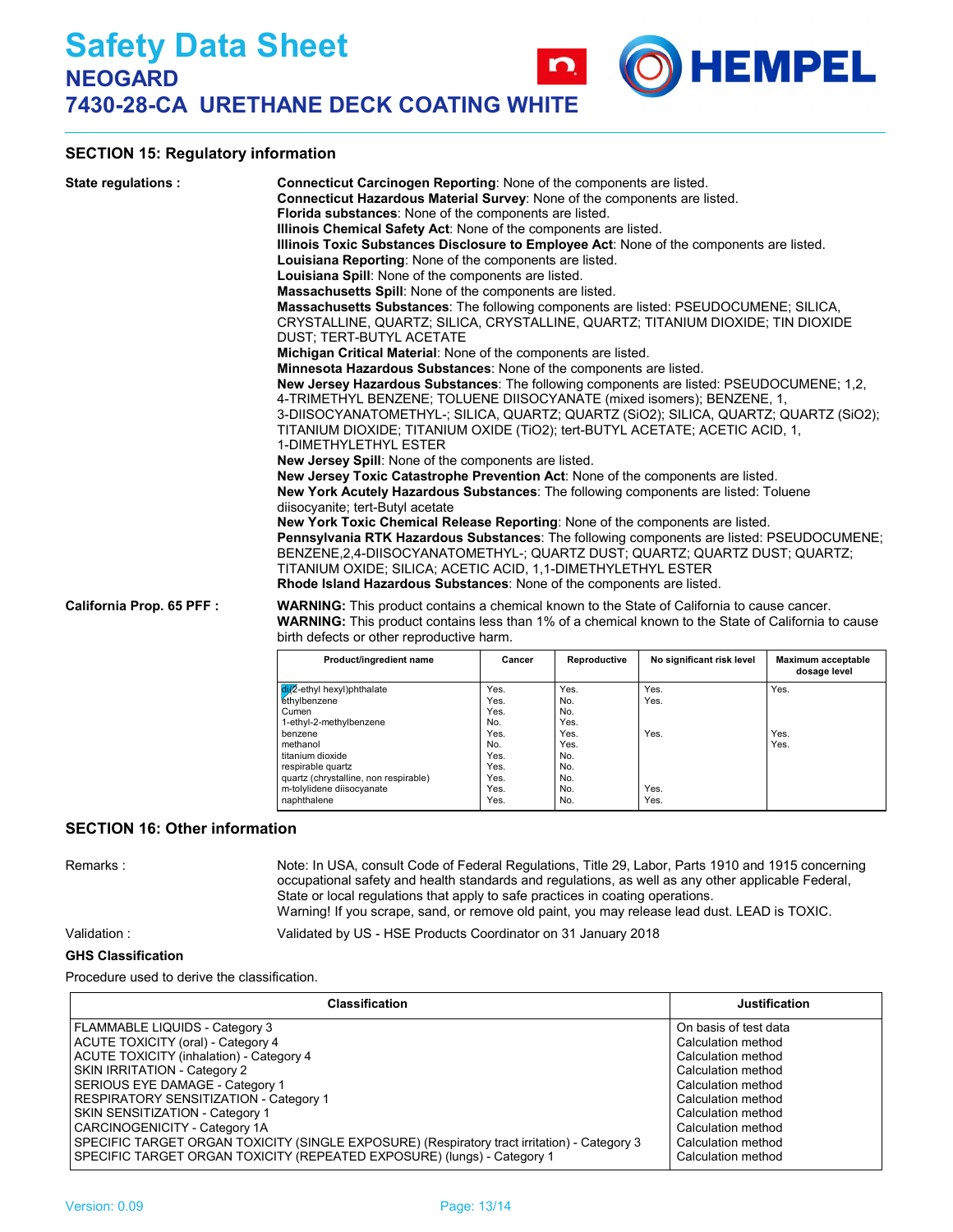## SECTION 15: Regulatory information

**State regulations :**

**Connecticut Carcinogen Reporting**: None of the components are listed.
**Connecticut Hazardous Material Survey**: None of the components are listed.
**Florida substances**: None of the components are listed.
**Illinois Chemical Safety Act**: None of the components are listed.
**Illinois Toxic Substances Disclosure to Employee Act**: None of the components are listed.
**Louisiana Reporting**: None of the components are listed.
**Louisiana Spill**: None of the components are listed.
**Massachusetts Spill**: None of the components are listed.
**Massachusetts Substances**: The following components are listed: PSEUDOCUMENE; SILICA, CRYSTALLINE, QUARTZ; SILICA, CRYSTALLINE, QUARTZ; TITANIUM DIOXIDE; TIN DIOXIDE DUST; TERT-BUTYL ACETATE
**Michigan Critical Material**: None of the components are listed.
**Minnesota Hazardous Substances**: None of the components are listed.
**New Jersey Hazardous Substances**: The following components are listed: PSEUDOCUMENE; 1,2, 4-TRIMETHYL BENZENE; TOLUENE DIISOCYANATE (mixed isomers); BENZENE, 1, 3-DIISOCYANATOMETHYL-; SILICA, QUARTZ; QUARTZ (SiO2); SILICA, QUARTZ; QUARTZ (SiO2); TITANIUM DIOXIDE; TITANIUM OXIDE (TiO2); tert-BUTYL ACETATE; ACETIC ACID, 1, 1-DIMETHYLETHYL ESTER
**New Jersey Spill**: None of the components are listed.
**New Jersey Toxic Catastrophe Prevention Act**: None of the components are listed.
**New York Acutely Hazardous Substances**: The following components are listed: Toluene diisocyanite; tert-Butyl acetate
**New York Toxic Chemical Release Reporting**: None of the components are listed.
**Pennsylvania RTK Hazardous Substances**: The following components are listed: PSEUDOCUMENE; BENZENE,2,4-DIISOCYANATOMETHYL-; QUARTZ DUST; QUARTZ; QUARTZ DUST; QUARTZ; TITANIUM OXIDE; SILICA; ACETIC ACID, 1,1-DIMETHYLETHYL ESTER
**Rhode Island Hazardous Substances**: None of the components are listed.

**California Prop. 65 PFF :**

**WARNING:** This product contains a chemical known to the State of California to cause cancer.
**WARNING:** This product contains less than 1% of a chemical known to the State of California to cause birth defects or other reproductive harm.

| Product/ingredient name | Cancer | Reproductive | No significant risk level | Maximum acceptable dosage level |
|---|---|---|---|---|
| di(2-ethyl hexyl)phthalate | Yes. | Yes. | Yes. | Yes. |
| ethylbenzene | Yes. | No. | Yes. | |
| Cumen | Yes. | No. | | |
| 1-ethyl-2-methylbenzene | No. | Yes. | | |
| benzene | Yes. | Yes. | Yes. | Yes. |
| methanol | No. | Yes. | | Yes. |
| titanium dioxide | Yes. | No. | | |
| respirable quartz | Yes. | No. | | |
| quartz (chrystalline, non respirable) | Yes. | No. | | |
| m-tolylidene diisocyanate | Yes. | No. | Yes. | |
| naphthalene | Yes. | No. | Yes. | |

## SECTION 16: Other information

**Remarks :** Note: In USA, consult Code of Federal Regulations, Title 29, Labor, Parts 1910 and 1915 concerning occupational safety and health standards and regulations, as well as any other applicable Federal, State or local regulations that apply to safe practices in coating operations.
Warning! If you scrape, sand, or remove old paint, you may release lead dust. LEAD is TOXIC.

**Validation :** Validated by US - HSE Products Coordinator on 31 January 2018

### GHS Classification

Procedure used to derive the classification.

| Classification | Justification |
|---|---|
| FLAMMABLE LIQUIDS - Category 3 | On basis of test data |
| ACUTE TOXICITY (oral) - Category 4 | Calculation method |
| ACUTE TOXICITY (inhalation) - Category 4 | Calculation method |
| SKIN IRRITATION - Category 2 | Calculation method |
| SERIOUS EYE DAMAGE - Category 1 | Calculation method |
| RESPIRATORY SENSITIZATION - Category 1 | Calculation method |
| SKIN SENSITIZATION - Category 1 | Calculation method |
| CARCINOGENICITY - Category 1A | Calculation method |
| SPECIFIC TARGET ORGAN TOXICITY (SINGLE EXPOSURE) (Respiratory tract irritation) - Category 3 | Calculation method |
| SPECIFIC TARGET ORGAN TOXICITY (REPEATED EXPOSURE) (lungs) - Category 1 | Calculation method |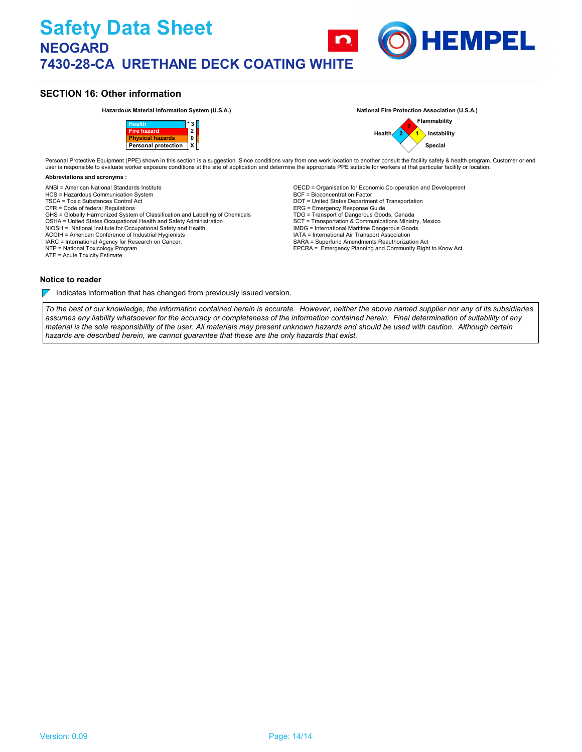## SECTION 16: Other information

**Hazardous Material Information System (U.S.A.)**

| | |
|---|---|
| Health | * 3 |
| Fire hazard | 2 |
| Physical hazards | 0 |
| Personal protection | X |

**National Fire Protection Association (U.S.A.)**

Flammability 2
Health 2
Instability 1
Special

Personal Protective Equipment (PPE) shown in this section is a suggestion. Since conditions vary from one work location to another consult the facility safety & health program. Customer or end user is responsible to evaluate worker exposure conditions at the site of application and determine the appropriate PPE suitable for workers at that particular facility or location.

**Abbreviations and acronyms :**

ANSI = American National Standards Institute
HCS = Hazardous Communication System
TSCA = Toxic Substances Control Act
CFR = Code of federal Regulations
GHS = Globally Harmonized System of Classification and Labelling of Chemicals
OSHA = United States Occupational Health and Safety Administration
NIOSH = National Institute for Occupational Safety and Health
ACGIH = American Conference of Industrial Hygienists
IARC = International Agency for Research on Cancer.
NTP = National Toxicology Program
ATE = Acute Toxicity Estimate
OECD = Organisation for Economic Co-operation and Development
BCF = Bioconcentration Factor
DOT = United States Department of Transportation
ERG = Emergency Response Guide
TDG = Transport of Dangerous Goods, Canada
SCT = Transportation & Communications Ministry, Mexico
IMDG = International Maritime Dangerous Goods
IATA = International Air Transport Association
SARA = Superfund Amendments Reauthorization Act
EPCRA = Emergency Planning and Community Right to Know Act

### Notice to reader

Indicates information that has changed from previously issued version.

*To the best of our knowledge, the information contained herein is accurate. However, neither the above named supplier nor any of its subsidiaries assumes any liability whatsoever for the accuracy or completeness of the information contained herein. Final determination of suitability of any material is the sole responsibility of the user. All materials may present unknown hazards and should be used with caution. Although certain hazards are described herein, we cannot guarantee that these are the only hazards that exist.*